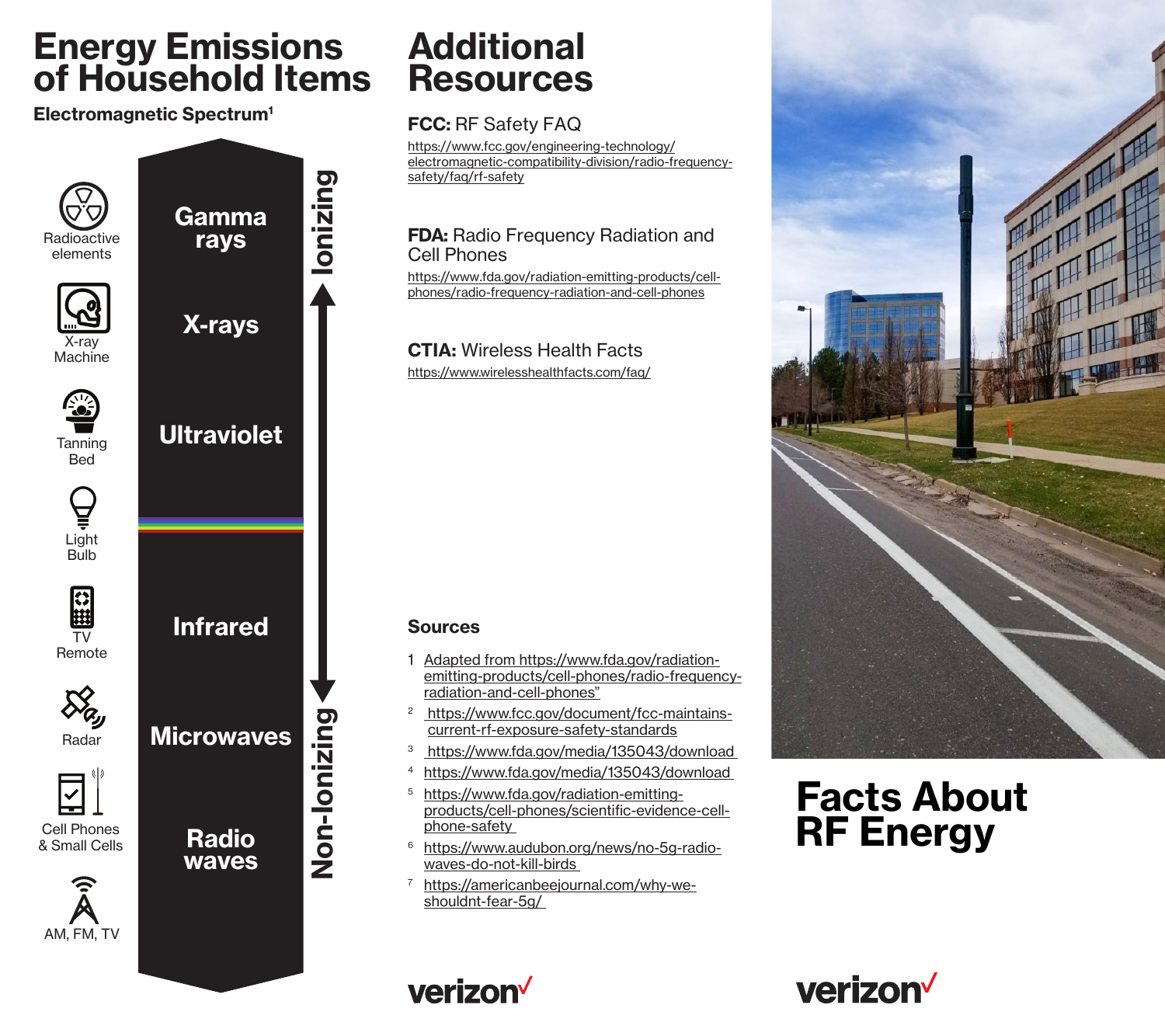# Energy Emissions of Household Items

**Electromagnetic Spectrum**[1]

| Household Items | Spectrum | |
|---|---|---|
| Radioactive elements | Gamma rays | Ionizing |
| X-ray Machine | X-rays | Ionizing |
| Tanning Bed | Ultraviolet | Ionizing |
| Light Bulb | (Visible light) | Non-Ionizing |
| TV Remote | Infrared | Non-Ionizing |
| Radar | Microwaves | Non-Ionizing |
| Cell Phones & Small Cells | Microwaves | Non-Ionizing |
| AM, FM, TV | Radio waves | Non-Ionizing |

# Additional Resources

**FCC:** RF Safety FAQ

https://www.fcc.gov/engineering-technology/electromagnetic-compatibility-division/radio-frequency-safety/faq/rf-safety

**FDA:** Radio Frequency Radiation and Cell Phones

https://www.fda.gov/radiation-emitting-products/cell-phones/radio-frequency-radiation-and-cell-phones

**CTIA:** Wireless Health Facts

https://www.wirelesshealthfacts.com/faq/

## Sources

1. Adapted from https://www.fda.gov/radiation-emitting-products/cell-phones/radio-frequency-radiation-and-cell-phones"
2. https://www.fcc.gov/document/fcc-maintains-current-rf-exposure-safety-standards
3. https://www.fda.gov/media/135043/download
4. https://www.fda.gov/media/135043/download
5. https://www.fda.gov/radiation-emitting-products/cell-phones/scientific-evidence-cell-phone-safety
6. https://www.audubon.org/news/no-5g-radio-waves-do-not-kill-birds
7. https://americanbeejournal.com/why-we-shouldnt-fear-5g/

verizon✓

# Facts About RF Energy

verizon✓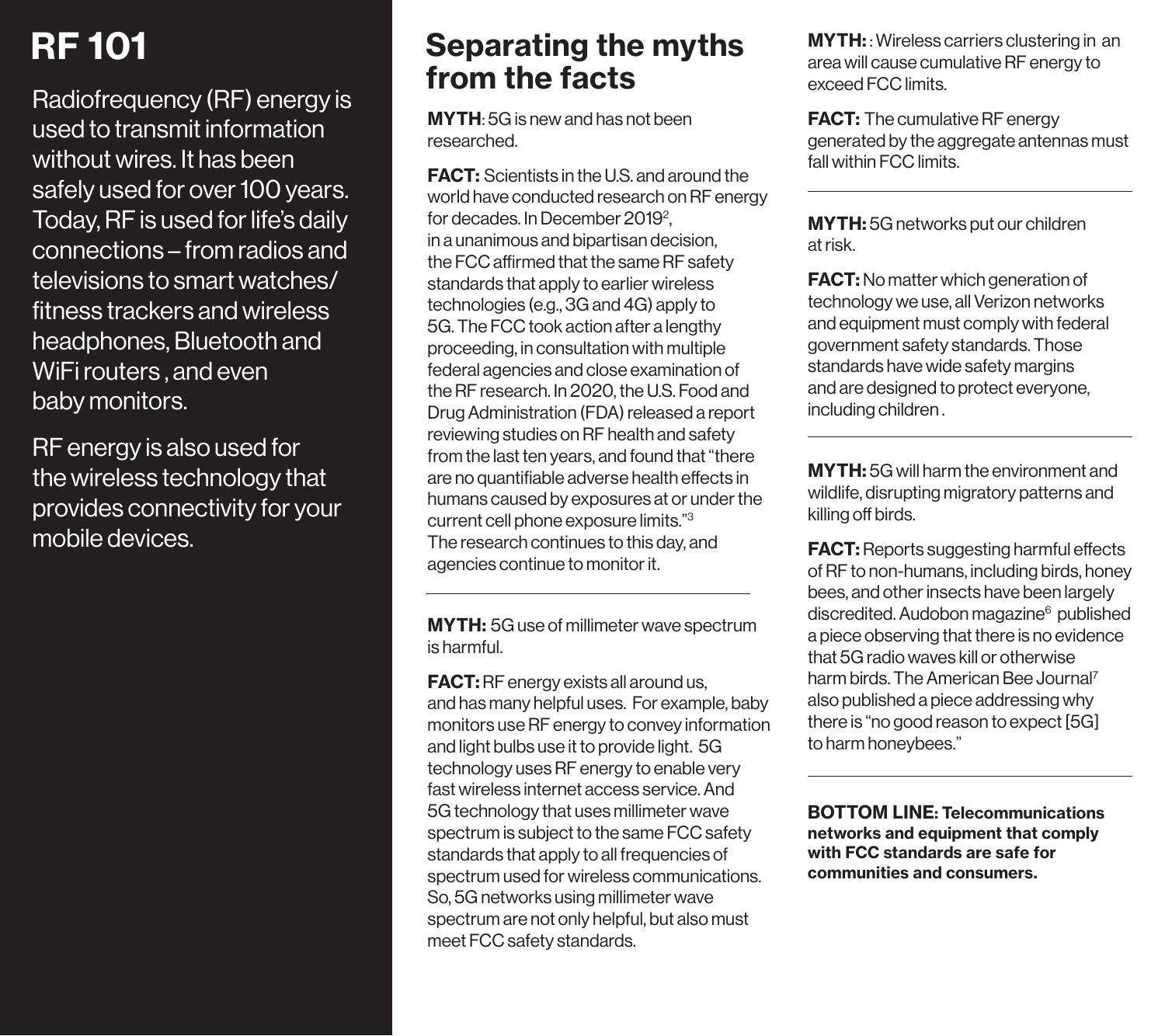# RF 101

Radiofrequency (RF) energy is used to transmit information without wires. It has been safely used for over 100 years. Today, RF is used for life's daily connections – from radios and televisions to smart watches/ fitness trackers and wireless headphones, Bluetooth and WiFi routers , and even baby monitors.

RF energy is also used for the wireless technology that provides connectivity for your mobile devices.

# Separating the myths from the facts

**MYTH**: 5G is new and has not been researched.

**FACT:** Scientists in the U.S. and around the world have conducted research on RF energy for decades. In December 2019[2], in a unanimous and bipartisan decision, the FCC affirmed that the same RF safety standards that apply to earlier wireless technologies (e.g., 3G and 4G) apply to 5G. The FCC took action after a lengthy proceeding, in consultation with multiple federal agencies and close examination of the RF research. In 2020, the U.S. Food and Drug Administration (FDA) released a report reviewing studies on RF health and safety from the last ten years, and found that "there are no quantifiable adverse health effects in humans caused by exposures at or under the current cell phone exposure limits."[3] The research continues to this day, and agencies continue to monitor it.

---

**MYTH:** 5G use of millimeter wave spectrum is harmful.

**FACT:** RF energy exists all around us, and has many helpful uses. For example, baby monitors use RF energy to convey information and light bulbs use it to provide light. 5G technology uses RF energy to enable very fast wireless internet access service. And 5G technology that uses millimeter wave spectrum is subject to the same FCC safety standards that apply to all frequencies of spectrum used for wireless communications. So, 5G networks using millimeter wave spectrum are not only helpful, but also must meet FCC safety standards.

**MYTH:** : Wireless carriers clustering in an area will cause cumulative RF energy to exceed FCC limits.

**FACT:** The cumulative RF energy generated by the aggregate antennas must fall within FCC limits.

---

**MYTH:** 5G networks put our children at risk.

**FACT:** No matter which generation of technology we use, all Verizon networks and equipment must comply with federal government safety standards. Those standards have wide safety margins and are designed to protect everyone, including children .

---

**MYTH:** 5G will harm the environment and wildlife, disrupting migratory patterns and killing off birds.

**FACT:** Reports suggesting harmful effects of RF to non-humans, including birds, honey bees, and other insects have been largely discredited. Audobon magazine[6] published a piece observing that there is no evidence that 5G radio waves kill or otherwise harm birds. The American Bee Journal[7] also published a piece addressing why there is "no good reason to expect [5G] to harm honeybees."

---

**BOTTOM LINE: Telecommunications networks and equipment that comply with FCC standards are safe for communities and consumers.**